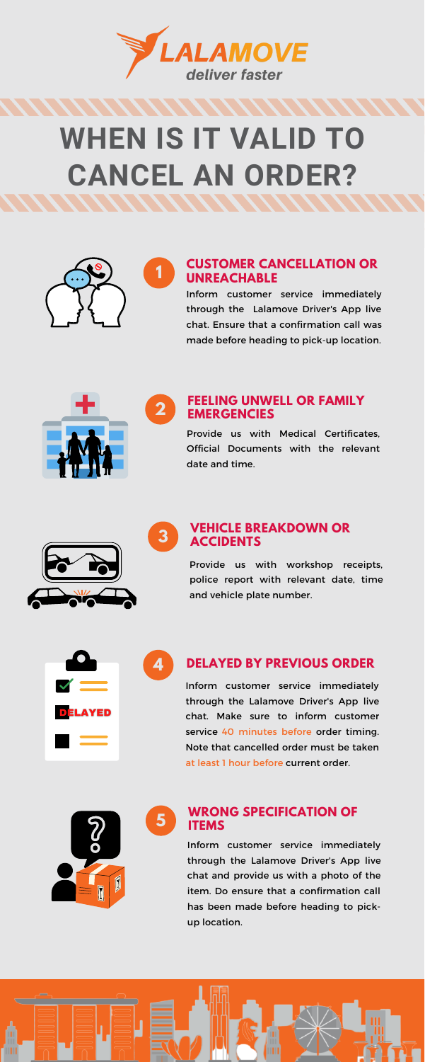LALAMOVE

*deliver faster*

# WHEN IS IT VALID TO CANCEL AN ORDER?

## 1 CUSTOMER CANCELLATION OR UNREACHABLE

Inform customer service immediately through the Lalamove Driver's App live chat. Ensure that a confirmation call was made before heading to pick-up location.

## 2 FEELING UNWELL OR FAMILY EMERGENCIES

Provide us with Medical Certificates, Official Documents with the relevant date and time.

## 3 VEHICLE BREAKDOWN OR ACCIDENTS

Provide us with workshop receipts, police report with relevant date, time and vehicle plate number.

## 4 DELAYED BY PREVIOUS ORDER

Inform customer service immediately through the Lalamove Driver's App live chat. Make sure to inform customer service 40 minutes before order timing. Note that cancelled order must be taken at least 1 hour before current order.

## 5 WRONG SPECIFICATION OF ITEMS

Inform customer service immediately through the Lalamove Driver's App live chat and provide us with a photo of the item. Do ensure that a confirmation call has been made before heading to pick-up location.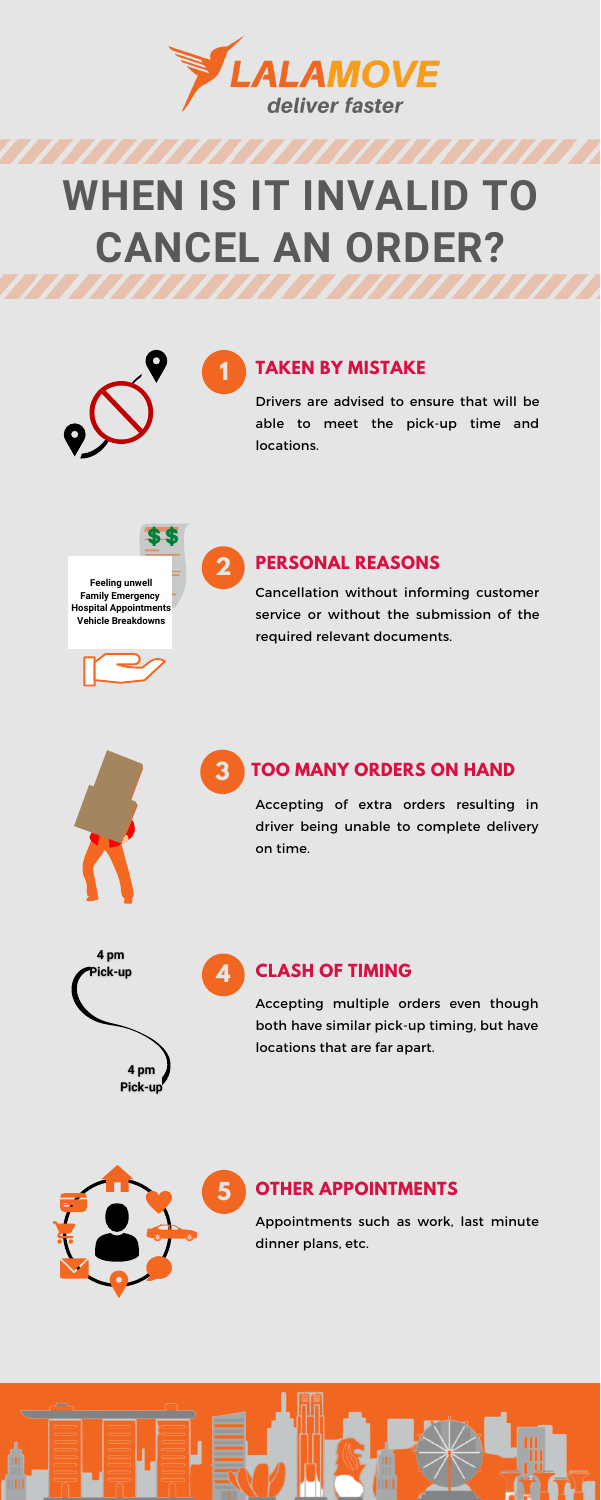LALAMOVE
*deliver faster*

# WHEN IS IT INVALID TO CANCEL AN ORDER?

## 1 TAKEN BY MISTAKE

Drivers are advised to ensure that will be able to meet the pick-up time and locations.

## 2 PERSONAL REASONS

Feeling unwell
Family Emergency
Hospital Appointments
Vehicle Breakdowns

Cancellation without informing customer service or without the submission of the required relevant documents.

## 3 TOO MANY ORDERS ON HAND

Accepting of extra orders resulting in driver being unable to complete delivery on time.

## 4 CLASH OF TIMING

4 pm Pick-up

4 pm Pick-up

Accepting multiple orders even though both have similar pick-up timing, but have locations that are far apart.

## 5 OTHER APPOINTMENTS

Appointments such as work, last minute dinner plans, etc.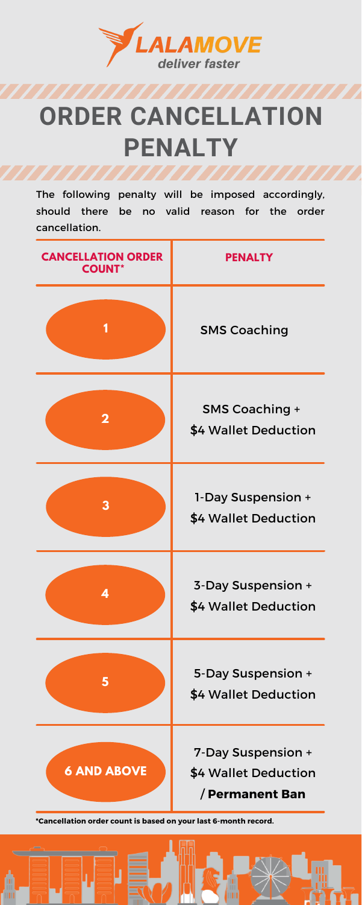LALAMOVE
deliver faster

# ORDER CANCELLATION PENALTY

The following penalty will be imposed accordingly, should there be no valid reason for the order cancellation.

| CANCELLATION ORDER COUNT* | PENALTY |
| --- | --- |
| 1 | SMS Coaching |
| 2 | SMS Coaching + $4 Wallet Deduction |
| 3 | 1-Day Suspension + $4 Wallet Deduction |
| 4 | 3-Day Suspension + $4 Wallet Deduction |
| 5 | 5-Day Suspension + $4 Wallet Deduction |
| 6 AND ABOVE | 7-Day Suspension + $4 Wallet Deduction / **Permanent Ban** |

***Cancellation order count is based on your last 6-month record.**